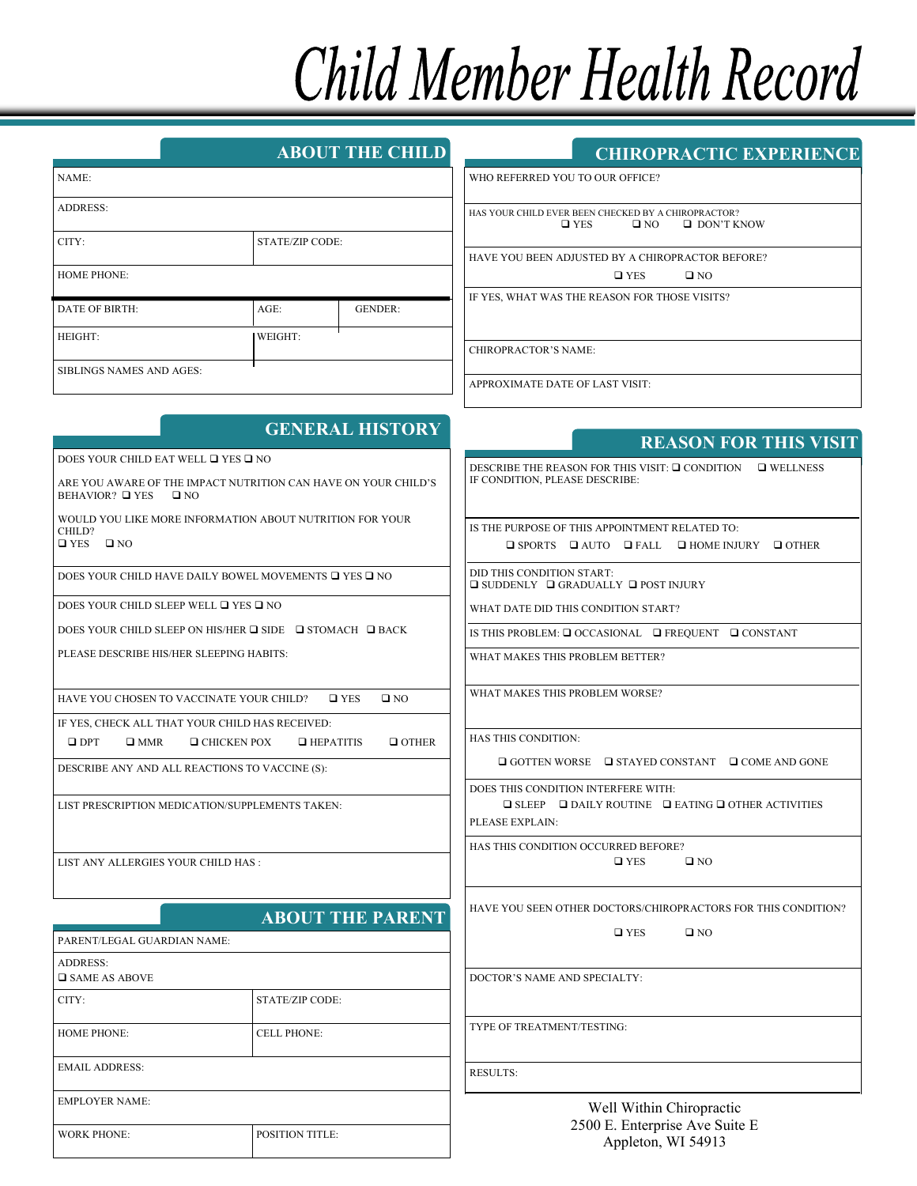# Child Member Health Record

## ABOUT THE CHILD

NAME:

ADDRESS:

CITY: | STATE/ZIP CODE:

HOME PHONE:

DATE OF BIRTH: | AGE: | GENDER:

HEIGHT: | WEIGHT:

SIBLINGS NAMES AND AGES:

## GENERAL HISTORY

DOES YOUR CHILD EAT WELL ❑ YES ❑ NO

ARE YOU AWARE OF THE IMPACT NUTRITION CAN HAVE ON YOUR CHILD'S BEHAVIOR? ❑ YES ❑ NO

WOULD YOU LIKE MORE INFORMATION ABOUT NUTRITION FOR YOUR CHILD?
❑ YES ❑ NO

DOES YOUR CHILD HAVE DAILY BOWEL MOVEMENTS ❑ YES ❑ NO

DOES YOUR CHILD SLEEP WELL ❑ YES ❑ NO

DOES YOUR CHILD SLEEP ON HIS/HER ❑ SIDE ❑ STOMACH ❑ BACK

PLEASE DESCRIBE HIS/HER SLEEPING HABITS:

HAVE YOU CHOSEN TO VACCINATE YOUR CHILD? ❑ YES ❑ NO

IF YES, CHECK ALL THAT YOUR CHILD HAS RECEIVED:
❑ DPT ❑ MMR ❑ CHICKEN POX ❑ HEPATITIS ❑ OTHER

DESCRIBE ANY AND ALL REACTIONS TO VACCINE (S):

LIST PRESCRIPTION MEDICATION/SUPPLEMENTS TAKEN:

LIST ANY ALLERGIES YOUR CHILD HAS :

## ABOUT THE PARENT

PARENT/LEGAL GUARDIAN NAME:

ADDRESS:
❑ SAME AS ABOVE

CITY: | STATE/ZIP CODE:

HOME PHONE: | CELL PHONE:

EMAIL ADDRESS:

EMPLOYER NAME:

WORK PHONE: | POSITION TITLE:

## CHIROPRACTIC EXPERIENCE

WHO REFERRED YOU TO OUR OFFICE?

HAS YOUR CHILD EVER BEEN CHECKED BY A CHIROPRACTOR?
❑ YES ❑ NO ❑ DON'T KNOW

HAVE YOU BEEN ADJUSTED BY A CHIROPRACTOR BEFORE?
❑ YES ❑ NO

IF YES, WHAT WAS THE REASON FOR THOSE VISITS?

CHIROPRACTOR'S NAME:

APPROXIMATE DATE OF LAST VISIT:

## REASON FOR THIS VISIT

DESCRIBE THE REASON FOR THIS VISIT: ❑ CONDITION ❑ WELLNESS
IF CONDITION, PLEASE DESCRIBE:

IS THE PURPOSE OF THIS APPOINTMENT RELATED TO:
❑ SPORTS ❑ AUTO ❑ FALL ❑ HOME INJURY ❑ OTHER

DID THIS CONDITION START:
❑ SUDDENLY ❑ GRADUALLY ❑ POST INJURY

WHAT DATE DID THIS CONDITION START?

IS THIS PROBLEM: ❑ OCCASIONAL ❑ FREQUENT ❑ CONSTANT

WHAT MAKES THIS PROBLEM BETTER?

WHAT MAKES THIS PROBLEM WORSE?

HAS THIS CONDITION:
❑ GOTTEN WORSE ❑ STAYED CONSTANT ❑ COME AND GONE

DOES THIS CONDITION INTERFERE WITH:
❑ SLEEP ❑ DAILY ROUTINE ❑ EATING ❑ OTHER ACTIVITIES
PLEASE EXPLAIN:

HAS THIS CONDITION OCCURRED BEFORE?
❑ YES ❑ NO

HAVE YOU SEEN OTHER DOCTORS/CHIROPRACTORS FOR THIS CONDITION?
❑ YES ❑ NO

DOCTOR'S NAME AND SPECIALTY:

TYPE OF TREATMENT/TESTING:

RESULTS:

Well Within Chiropractic
2500 E. Enterprise Ave Suite E
Appleton, WI 54913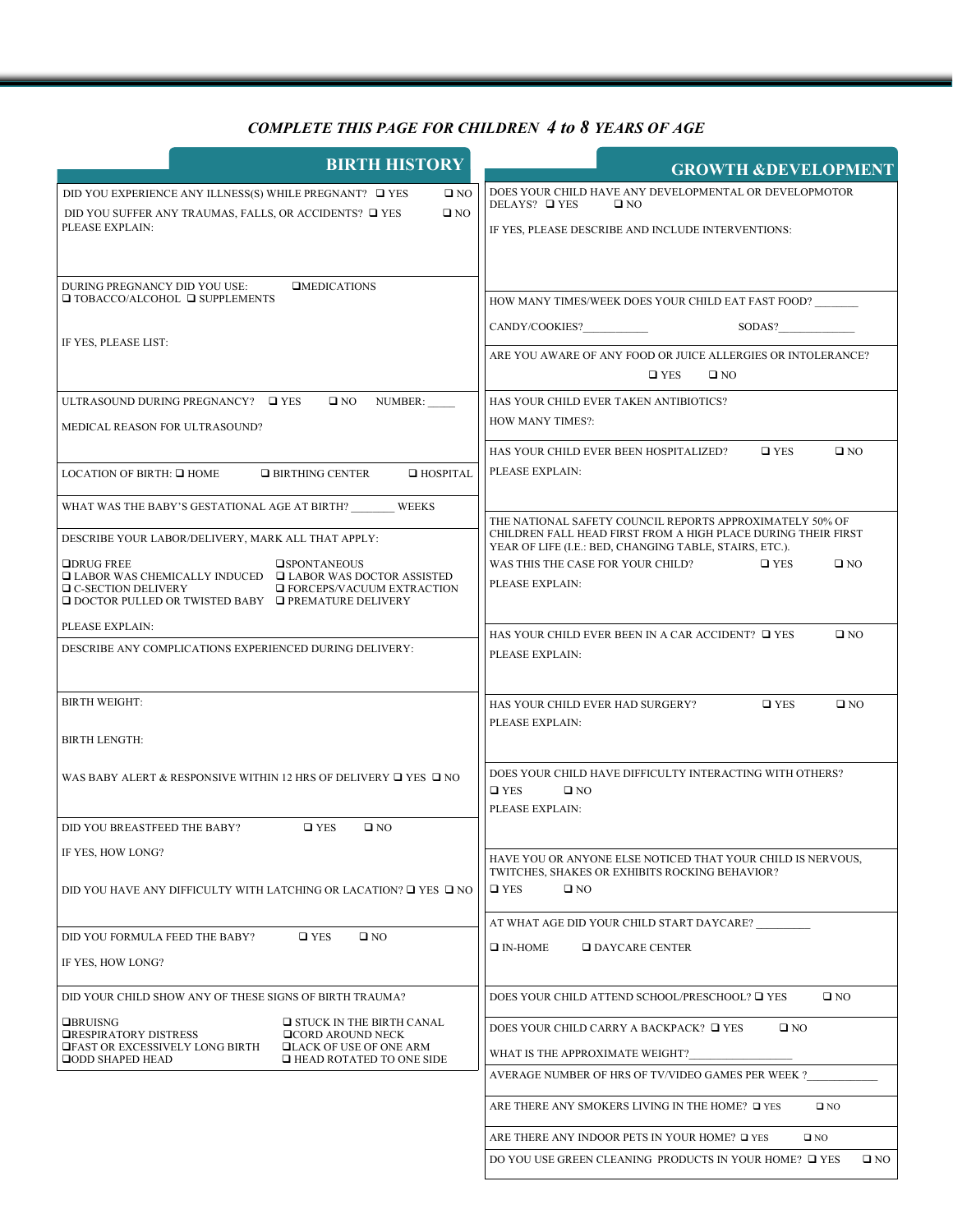*COMPLETE THIS PAGE FOR CHILDREN 4 to 8 YEARS OF AGE*

## BIRTH HISTORY

DID YOU EXPERIENCE ANY ILLNESS(S) WHILE PREGNANT? ❑ YES ❑ NO

DID YOU SUFFER ANY TRAUMAS, FALLS, OR ACCIDENTS? ❑ YES ❑ NO

PLEASE EXPLAIN:

DURING PREGNANCY DID YOU USE: ❑MEDICATIONS ❑ TOBACCO/ALCOHOL ❑ SUPPLEMENTS

IF YES, PLEASE LIST:

ULTRASOUND DURING PREGNANCY? ❑ YES ❑ NO NUMBER: _____

MEDICAL REASON FOR ULTRASOUND?

LOCATION OF BIRTH: ❑ HOME ❑ BIRTHING CENTER ❑ HOSPITAL

WHAT WAS THE BABY'S GESTATIONAL AGE AT BIRTH? _______ WEEKS

DESCRIBE YOUR LABOR/DELIVERY, MARK ALL THAT APPLY:

- ❑DRUG FREE
- ❑SPONTANEOUS
- ❑ LABOR WAS CHEMICALLY INDUCED
- ❑ LABOR WAS DOCTOR ASSISTED
- ❑ C-SECTION DELIVERY
- ❑ FORCEPS/VACUUM EXTRACTION
- ❑ DOCTOR PULLED OR TWISTED BABY
- ❑ PREMATURE DELIVERY

PLEASE EXPLAIN:

DESCRIBE ANY COMPLICATIONS EXPERIENCED DURING DELIVERY:

BIRTH WEIGHT:

BIRTH LENGTH:

WAS BABY ALERT & RESPONSIVE WITHIN 12 HRS OF DELIVERY ❑ YES ❑ NO

DID YOU BREASTFEED THE BABY? ❑ YES ❑ NO

IF YES, HOW LONG?

DID YOU HAVE ANY DIFFICULTY WITH LATCHING OR LACATION? ❑ YES ❑ NO

DID YOU FORMULA FEED THE BABY? ❑ YES ❑ NO

IF YES, HOW LONG?

DID YOUR CHILD SHOW ANY OF THESE SIGNS OF BIRTH TRAUMA?

- ❑BRUISNG
- ❑ STUCK IN THE BIRTH CANAL
- ❑RESPIRATORY DISTRESS
- ❑CORD AROUND NECK
- ❑FAST OR EXCESSIVELY LONG BIRTH
- ❑LACK OF USE OF ONE ARM
- ❑ODD SHAPED HEAD
- ❑ HEAD ROTATED TO ONE SIDE

## GROWTH &DEVELOPMENT

DOES YOUR CHILD HAVE ANY DEVELOPMENTAL OR DEVELOPMOTOR DELAYS? ❑ YES ❑ NO

IF YES, PLEASE DESCRIBE AND INCLUDE INTERVENTIONS:

HOW MANY TIMES/WEEK DOES YOUR CHILD EAT FAST FOOD? _______

CANDY/COOKIES?___________ SODAS?_____________

ARE YOU AWARE OF ANY FOOD OR JUICE ALLERGIES OR INTOLERANCE? ❑ YES ❑ NO

HAS YOUR CHILD EVER TAKEN ANTIBIOTICS?

HOW MANY TIMES?:

HAS YOUR CHILD EVER BEEN HOSPITALIZED? ❑ YES ❑ NO

PLEASE EXPLAIN:

THE NATIONAL SAFETY COUNCIL REPORTS APPROXIMATELY 50% OF CHILDREN FALL HEAD FIRST FROM A HIGH PLACE DURING THEIR FIRST YEAR OF LIFE (I.E.: BED, CHANGING TABLE, STAIRS, ETC.).

WAS THIS THE CASE FOR YOUR CHILD? ❑ YES ❑ NO

PLEASE EXPLAIN:

HAS YOUR CHILD EVER BEEN IN A CAR ACCIDENT? ❑ YES ❑ NO

PLEASE EXPLAIN:

HAS YOUR CHILD EVER HAD SURGERY? ❑ YES ❑ NO

PLEASE EXPLAIN:

DOES YOUR CHILD HAVE DIFFICULTY INTERACTING WITH OTHERS? ❑ YES ❑ NO

PLEASE EXPLAIN:

HAVE YOU OR ANYONE ELSE NOTICED THAT YOUR CHILD IS NERVOUS, TWITCHES, SHAKES OR EXHIBITS ROCKING BEHAVIOR? ❑ YES ❑ NO

AT WHAT AGE DID YOUR CHILD START DAYCARE? _________

❑ IN-HOME ❑ DAYCARE CENTER

DOES YOUR CHILD ATTEND SCHOOL/PRESCHOOL? ❑ YES ❑ NO

DOES YOUR CHILD CARRY A BACKPACK? ❑ YES ❑ NO

WHAT IS THE APPROXIMATE WEIGHT?__________________

AVERAGE NUMBER OF HRS OF TV/VIDEO GAMES PER WEEK ?____________

ARE THERE ANY SMOKERS LIVING IN THE HOME? ❑ YES ❑ NO

ARE THERE ANY INDOOR PETS IN YOUR HOME? ❑ YES ❑ NO

DO YOU USE GREEN CLEANING PRODUCTS IN YOUR HOME? ❑ YES ❑ NO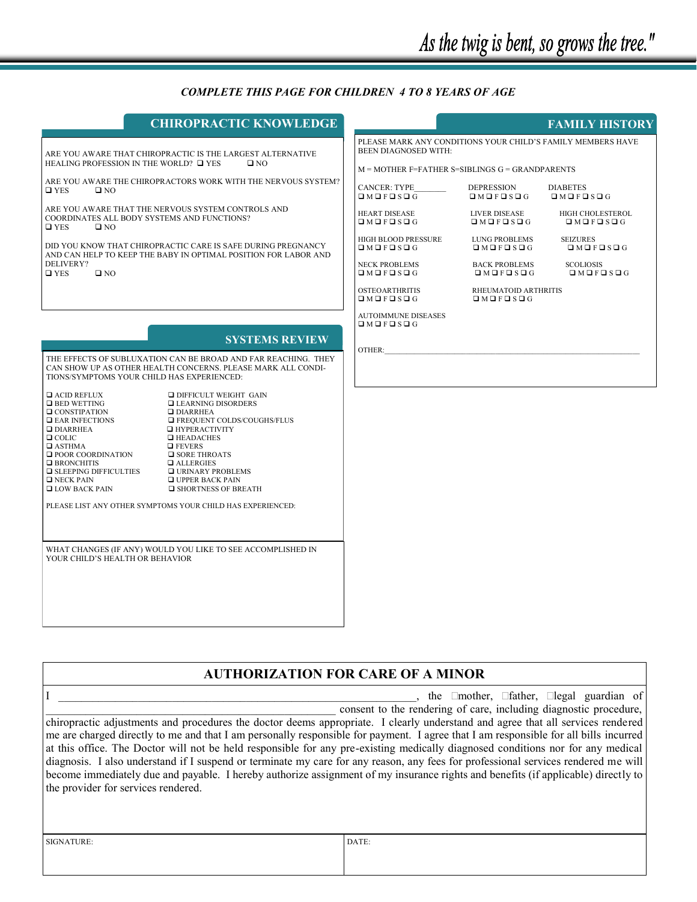*As the twig is bent, so grows the tree."*

***COMPLETE THIS PAGE FOR CHILDREN 4 TO 8 YEARS OF AGE***

## CHIROPRACTIC KNOWLEDGE

ARE YOU AWARE THAT CHIROPRACTIC IS THE LARGEST ALTERNATIVE HEALING PROFESSION IN THE WORLD? ❑ YES ❑ NO

ARE YOU AWARE THE CHIROPRACTORS WORK WITH THE NERVOUS SYSTEM?
❑ YES ❑ NO

ARE YOU AWARE THAT THE NERVOUS SYSTEM CONTROLS AND COORDINATES ALL BODY SYSTEMS AND FUNCTIONS?
❑ YES ❑ NO

DID YOU KNOW THAT CHIROPRACTIC CARE IS SAFE DURING PREGNANCY AND CAN HELP TO KEEP THE BABY IN OPTIMAL POSITION FOR LABOR AND DELIVERY?
❑ YES ❑ NO

## SYSTEMS REVIEW

THE EFFECTS OF SUBLUXATION CAN BE BROAD AND FAR REACHING. THEY CAN SHOW UP AS OTHER HEALTH CONCERNS. PLEASE MARK ALL CONDITIONS/SYMPTOMS YOUR CHILD HAS EXPERIENCED:

| | |
|---|---|
| ❑ ACID REFLUX | ❑ DIFFICULT WEIGHT GAIN |
| ❑ BED WETTING | ❑ LEARNING DISORDERS |
| ❑ CONSTIPATION | ❑ DIARRHEA |
| ❑ EAR INFECTIONS | ❑ FREQUENT COLDS/COUGHS/FLUS |
| ❑ DIARRHEA | ❑ HYPERACTIVITY |
| ❑ COLIC | ❑ HEADACHES |
| ❑ ASTHMA | ❑ FEVERS |
| ❑ POOR COORDINATION | ❑ SORE THROATS |
| ❑ BRONCHITIS | ❑ ALLERGIES |
| ❑ SLEEPING DIFFICULTIES | ❑ URINARY PROBLEMS |
| ❑ NECK PAIN | ❑ UPPER BACK PAIN |
| ❑ LOW BACK PAIN | ❑ SHORTNESS OF BREATH |

PLEASE LIST ANY OTHER SYMPTOMS YOUR CHILD HAS EXPERIENCED:

WHAT CHANGES (IF ANY) WOULD YOU LIKE TO SEE ACCOMPLISHED IN YOUR CHILD'S HEALTH OR BEHAVIOR

## FAMILY HISTORY

PLEASE MARK ANY CONDITIONS YOUR CHILD'S FAMILY MEMBERS HAVE BEEN DIAGNOSED WITH:

M = MOTHER F=FATHER S=SIBLINGS G = GRANDPARENTS

| | | |
|---|---|---|
| CANCER: TYPE________ ❑ M ❑ F ❑ S ❑ G | DEPRESSION ❑ M ❑ F ❑ S ❑ G | DIABETES ❑ M ❑ F ❑ S ❑ G |
| HEART DISEASE ❑ M ❑ F ❑ S ❑ G | LIVER DISEASE ❑ M ❑ F ❑ S ❑ G | HIGH CHOLESTEROL ❑ M ❑ F ❑ S ❑ G |
| HIGH BLOOD PRESSURE ❑ M ❑ F ❑ S ❑ G | LUNG PROBLEMS ❑ M ❑ F ❑ S ❑ G | SEIZURES ❑ M ❑ F ❑ S ❑ G |
| NECK PROBLEMS ❑ M ❑ F ❑ S ❑ G | BACK PROBLEMS ❑ M ❑ F ❑ S ❑ G | SCOLIOSIS ❑ M ❑ F ❑ S ❑ G |
| OSTEOARTHRITIS ❑ M ❑ F ❑ S ❑ G | RHEUMATOID ARTHRITIS ❑ M ❑ F ❑ S ❑ G | |
| AUTOIMMUNE DISEASES ❑ M ❑ F ❑ S ❑ G | | |

OTHER:________________________________________________________________

## AUTHORIZATION FOR CARE OF A MINOR

I ____________________________________________________________________, the ❑mother, ❑father, ❑legal guardian of ____________________________________________________ consent to the rendering of care, including diagnostic procedure, chiropractic adjustments and procedures the doctor deems appropriate. I clearly understand and agree that all services rendered me are charged directly to me and that I am personally responsible for payment. I agree that I am responsible for all bills incurred at this office. The Doctor will not be held responsible for any pre-existing medically diagnosed conditions nor for any medical diagnosis. I also understand if I suspend or terminate my care for any reason, any fees for professional services rendered me will become immediately due and payable. I hereby authorize assignment of my insurance rights and benefits (if applicable) directly to the provider for services rendered.

| | |
|---|---|
| SIGNATURE: | DATE: |